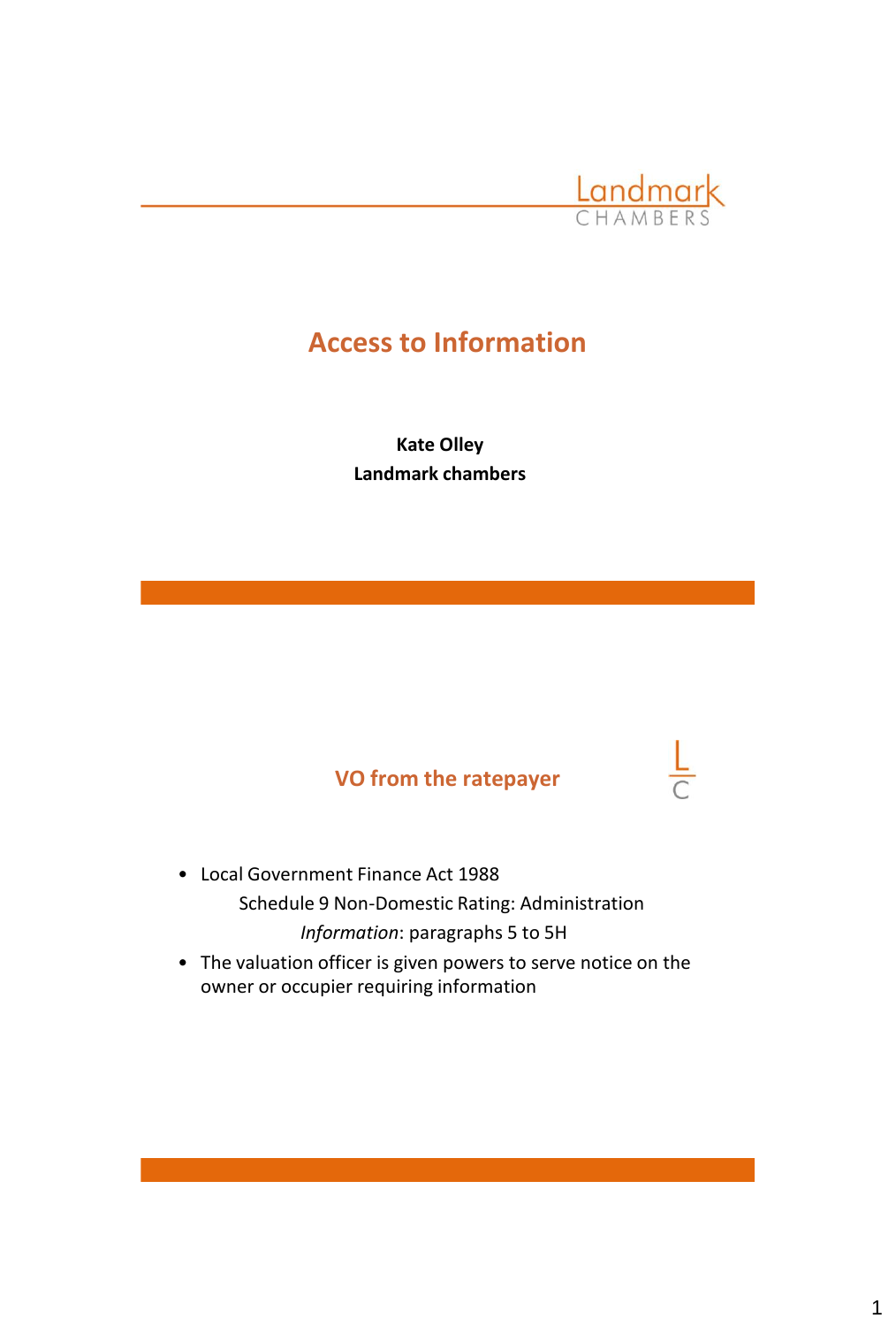# Access to Information

**Kate Olley**
**Landmark chambers**

## VO from the ratepayer

- Local Government Finance Act 1988
  Schedule 9 Non-Domestic Rating: Administration
  *Information*: paragraphs 5 to 5H
- The valuation officer is given powers to serve notice on the owner or occupier requiring information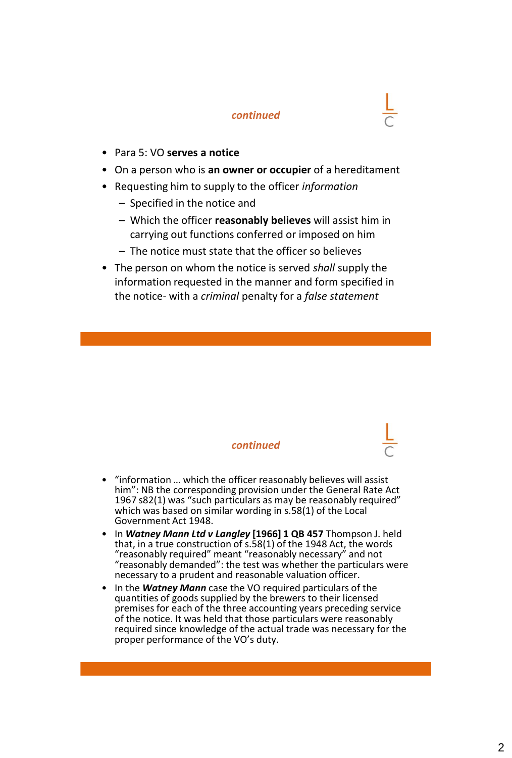### *continued*

- Para 5: VO **serves a notice**
- On a person who is **an owner or occupier** of a hereditament
- Requesting him to supply to the officer *information*
  - Specified in the notice and
  - Which the officer **reasonably believes** will assist him in carrying out functions conferred or imposed on him
  - The notice must state that the officer so believes
- The person on whom the notice is served *shall* supply the information requested in the manner and form specified in the notice- with a *criminal* penalty for a *false statement*

### *continued*

- "information … which the officer reasonably believes will assist him": NB the corresponding provision under the General Rate Act 1967 s82(1) was "such particulars as may be reasonably required" which was based on similar wording in s.58(1) of the Local Government Act 1948.
- In ***Watney Mann Ltd v Langley*** **[1966] 1 QB 457** Thompson J. held that, in a true construction of s.58(1) of the 1948 Act, the words "reasonably required" meant "reasonably necessary" and not "reasonably demanded": the test was whether the particulars were necessary to a prudent and reasonable valuation officer.
- In the ***Watney Mann*** case the VO required particulars of the quantities of goods supplied by the brewers to their licensed premises for each of the three accounting years preceding service of the notice. It was held that those particulars were reasonably required since knowledge of the actual trade was necessary for the proper performance of the VO's duty.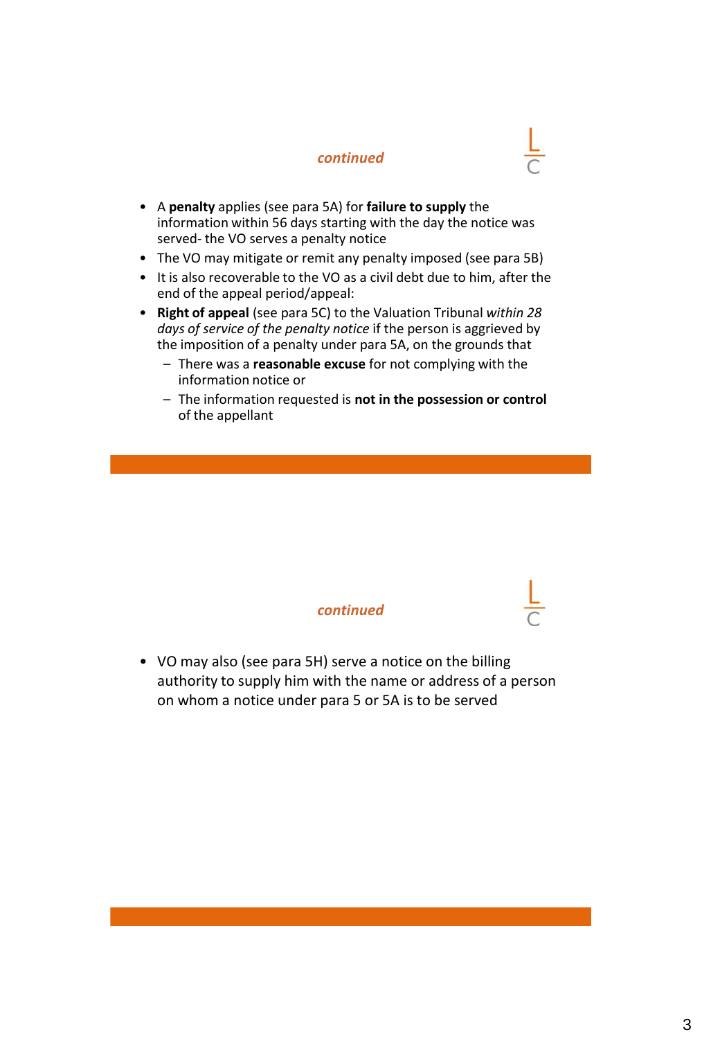## *continued*

- A **penalty** applies (see para 5A) for **failure to supply** the information within 56 days starting with the day the notice was served- the VO serves a penalty notice
- The VO may mitigate or remit any penalty imposed (see para 5B)
- It is also recoverable to the VO as a civil debt due to him, after the end of the appeal period/appeal:
- **Right of appeal** (see para 5C) to the Valuation Tribunal *within 28 days of service of the penalty notice* if the person is aggrieved by the imposition of a penalty under para 5A, on the grounds that
  - There was a **reasonable excuse** for not complying with the information notice or
  - The information requested is **not in the possession or control** of the appellant

## *continued*

- VO may also (see para 5H) serve a notice on the billing authority to supply him with the name or address of a person on whom a notice under para 5 or 5A is to be served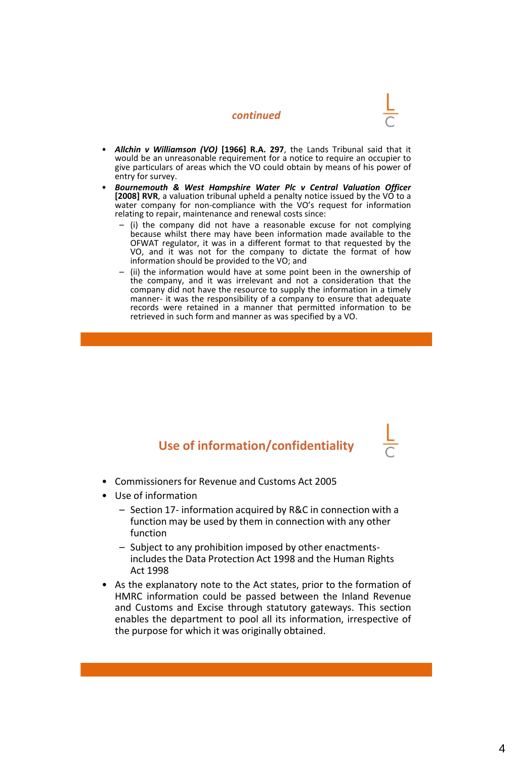## *continued*

- ***Allchin v Williamson (VO)* [1966] R.A. 297**, the Lands Tribunal said that it would be an unreasonable requirement for a notice to require an occupier to give particulars of areas which the VO could obtain by means of his power of entry for survey.
- ***Bournemouth & West Hampshire Water Plc v Central Valuation Officer* [2008] RVR**, a valuation tribunal upheld a penalty notice issued by the VO to a water company for non-compliance with the VO's request for information relating to repair, maintenance and renewal costs since:
  - (i) the company did not have a reasonable excuse for not complying because whilst there may have been information made available to the OFWAT regulator, it was in a different format to that requested by the VO, and it was not for the company to dictate the format of how information should be provided to the VO; and
  - (ii) the information would have at some point been in the ownership of the company, and it was irrelevant and not a consideration that the company did not have the resource to supply the information in a timely manner- it was the responsibility of a company to ensure that adequate records were retained in a manner that permitted information to be retrieved in such form and manner as was specified by a VO.

## Use of information/confidentiality

- Commissioners for Revenue and Customs Act 2005
- Use of information
  - Section 17- information acquired by R&C in connection with a function may be used by them in connection with any other function
  - Subject to any prohibition imposed by other enactments- includes the Data Protection Act 1998 and the Human Rights Act 1998
- As the explanatory note to the Act states, prior to the formation of HMRC information could be passed between the Inland Revenue and Customs and Excise through statutory gateways. This section enables the department to pool all its information, irrespective of the purpose for which it was originally obtained.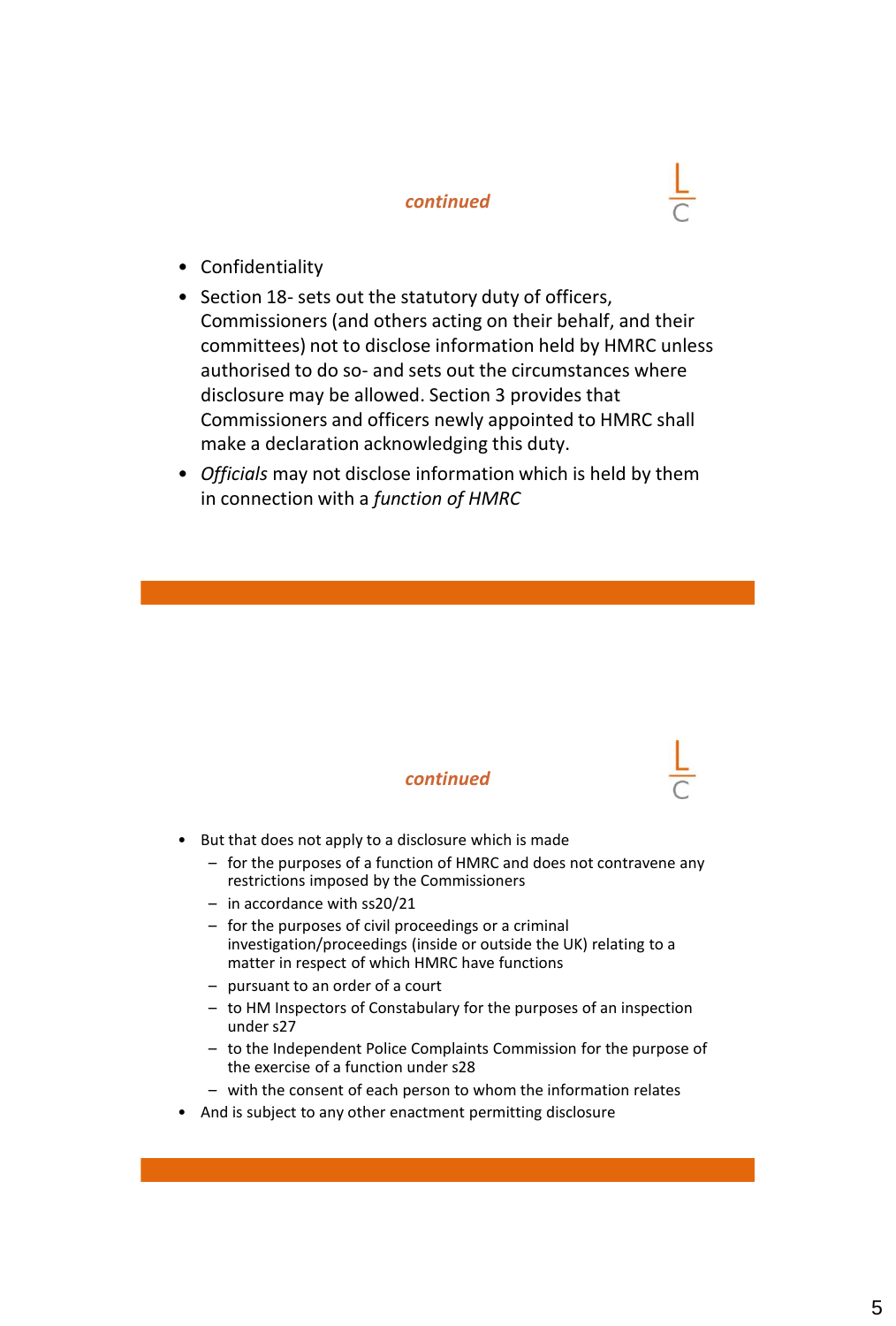## *continued*

- Confidentiality
- Section 18- sets out the statutory duty of officers, Commissioners (and others acting on their behalf, and their committees) not to disclose information held by HMRC unless authorised to do so- and sets out the circumstances where disclosure may be allowed. Section 3 provides that Commissioners and officers newly appointed to HMRC shall make a declaration acknowledging this duty.
- *Officials* may not disclose information which is held by them in connection with a *function of HMRC*

## *continued*

- But that does not apply to a disclosure which is made
  - for the purposes of a function of HMRC and does not contravene any restrictions imposed by the Commissioners
  - in accordance with ss20/21
  - for the purposes of civil proceedings or a criminal investigation/proceedings (inside or outside the UK) relating to a matter in respect of which HMRC have functions
  - pursuant to an order of a court
  - to HM Inspectors of Constabulary for the purposes of an inspection under s27
  - to the Independent Police Complaints Commission for the purpose of the exercise of a function under s28
  - with the consent of each person to whom the information relates
- And is subject to any other enactment permitting disclosure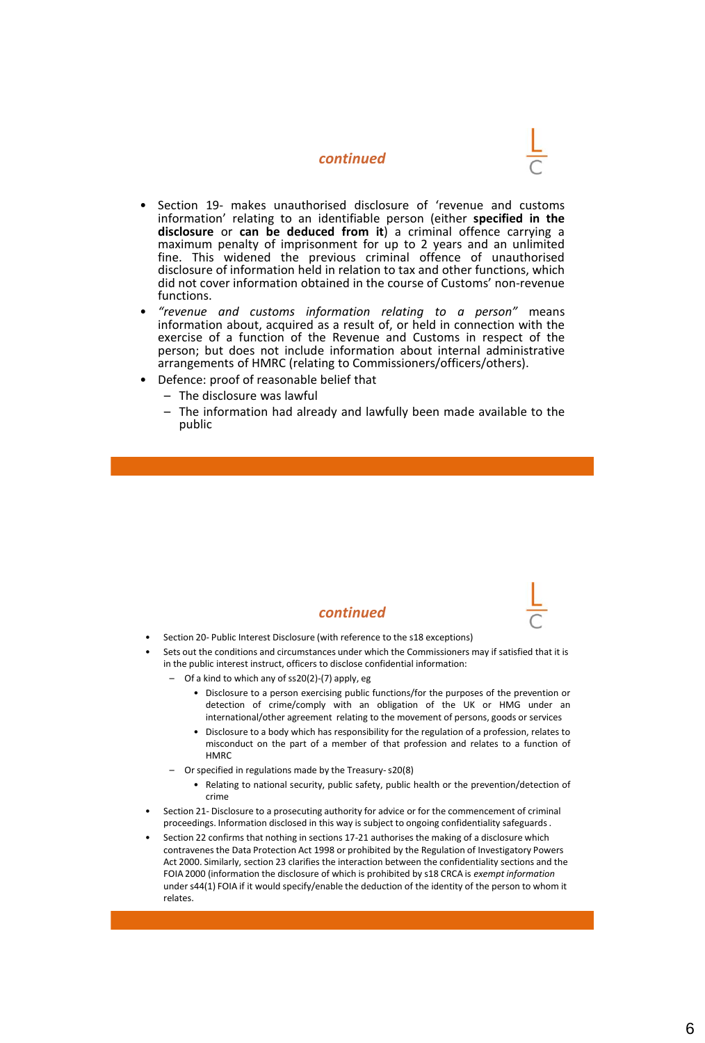## *continued*

- Section 19- makes unauthorised disclosure of 'revenue and customs information' relating to an identifiable person (either **specified in the disclosure** or **can be deduced from it**) a criminal offence carrying a maximum penalty of imprisonment for up to 2 years and an unlimited fine. This widened the previous criminal offence of unauthorised disclosure of information held in relation to tax and other functions, which did not cover information obtained in the course of Customs' non-revenue functions.
- *"revenue and customs information relating to a person"* means information about, acquired as a result of, or held in connection with the exercise of a function of the Revenue and Customs in respect of the person; but does not include information about internal administrative arrangements of HMRC (relating to Commissioners/officers/others).
- Defence: proof of reasonable belief that
  - The disclosure was lawful
  - The information had already and lawfully been made available to the public

## *continued*

- Section 20- Public Interest Disclosure (with reference to the s18 exceptions)
- Sets out the conditions and circumstances under which the Commissioners may if satisfied that it is in the public interest instruct, officers to disclose confidential information:
  - Of a kind to which any of ss20(2)-(7) apply, eg
    - Disclosure to a person exercising public functions/for the purposes of the prevention or detection of crime/comply with an obligation of the UK or HMG under an international/other agreement relating to the movement of persons, goods or services
    - Disclosure to a body which has responsibility for the regulation of a profession, relates to misconduct on the part of a member of that profession and relates to a function of HMRC
  - Or specified in regulations made by the Treasury- s20(8)
    - Relating to national security, public safety, public health or the prevention/detection of crime
- Section 21- Disclosure to a prosecuting authority for advice or for the commencement of criminal proceedings. Information disclosed in this way is subject to ongoing confidentiality safeguards .
- Section 22 confirms that nothing in sections 17-21 authorises the making of a disclosure which contravenes the Data Protection Act 1998 or prohibited by the Regulation of Investigatory Powers Act 2000. Similarly, section 23 clarifies the interaction between the confidentiality sections and the FOIA 2000 (information the disclosure of which is prohibited by s18 CRCA is *exempt information* under s44(1) FOIA if it would specify/enable the deduction of the identity of the person to whom it relates.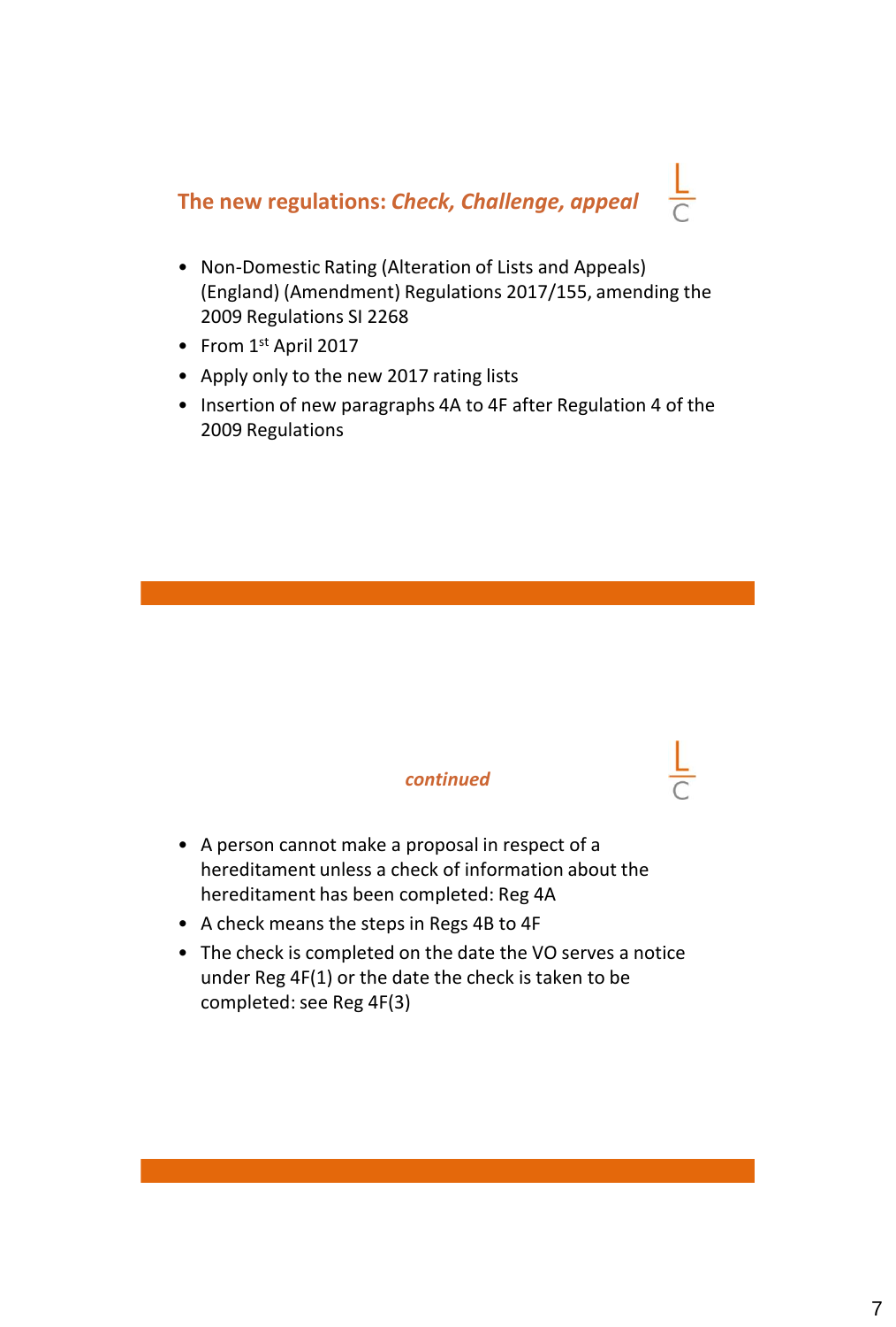## The new regulations: *Check, Challenge, appeal*

- Non-Domestic Rating (Alteration of Lists and Appeals) (England) (Amendment) Regulations 2017/155, amending the 2009 Regulations SI 2268
- From 1st April 2017
- Apply only to the new 2017 rating lists
- Insertion of new paragraphs 4A to 4F after Regulation 4 of the 2009 Regulations

## *continued*

- A person cannot make a proposal in respect of a hereditament unless a check of information about the hereditament has been completed: Reg 4A
- A check means the steps in Regs 4B to 4F
- The check is completed on the date the VO serves a notice under Reg 4F(1) or the date the check is taken to be completed: see Reg 4F(3)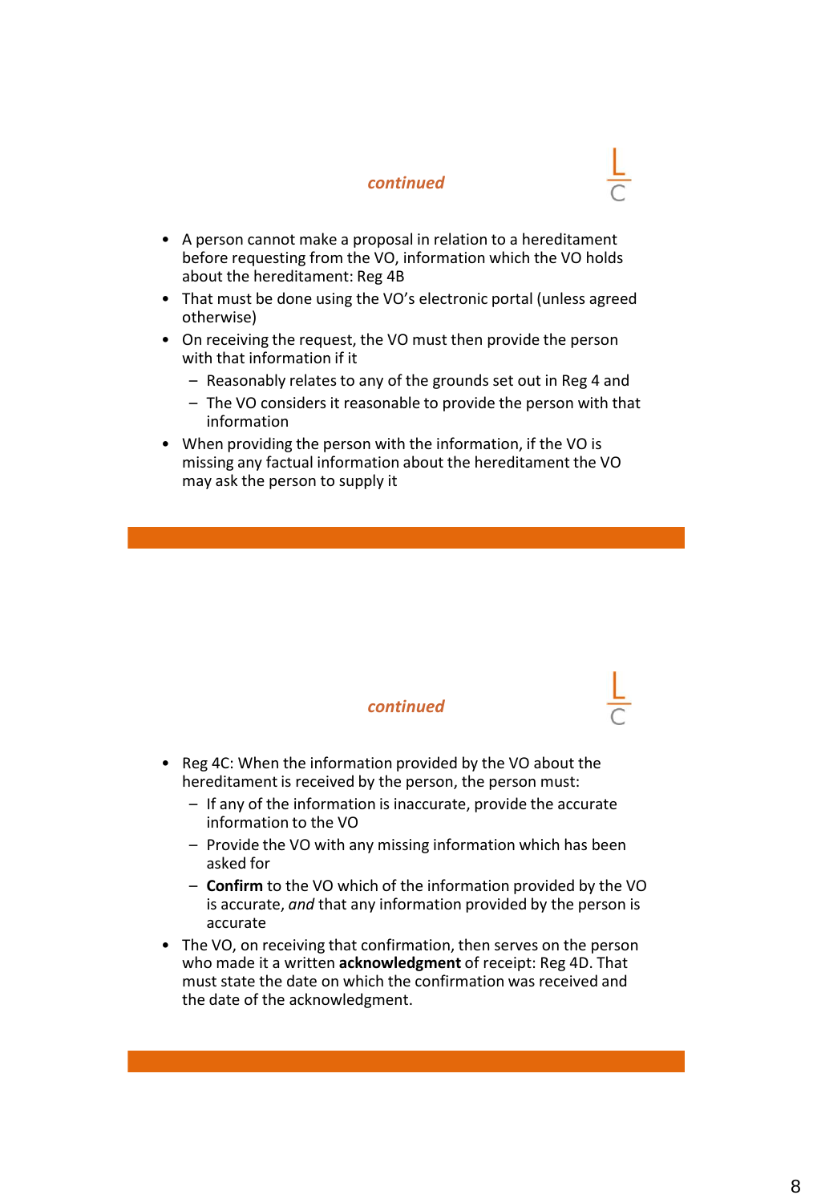## *continued*

- A person cannot make a proposal in relation to a hereditament before requesting from the VO, information which the VO holds about the hereditament: Reg 4B
- That must be done using the VO's electronic portal (unless agreed otherwise)
- On receiving the request, the VO must then provide the person with that information if it
  - Reasonably relates to any of the grounds set out in Reg 4 and
  - The VO considers it reasonable to provide the person with that information
- When providing the person with the information, if the VO is missing any factual information about the hereditament the VO may ask the person to supply it

## *continued*

- Reg 4C: When the information provided by the VO about the hereditament is received by the person, the person must:
  - If any of the information is inaccurate, provide the accurate information to the VO
  - Provide the VO with any missing information which has been asked for
  - **Confirm** to the VO which of the information provided by the VO is accurate, *and* that any information provided by the person is accurate
- The VO, on receiving that confirmation, then serves on the person who made it a written **acknowledgment** of receipt: Reg 4D. That must state the date on which the confirmation was received and the date of the acknowledgment.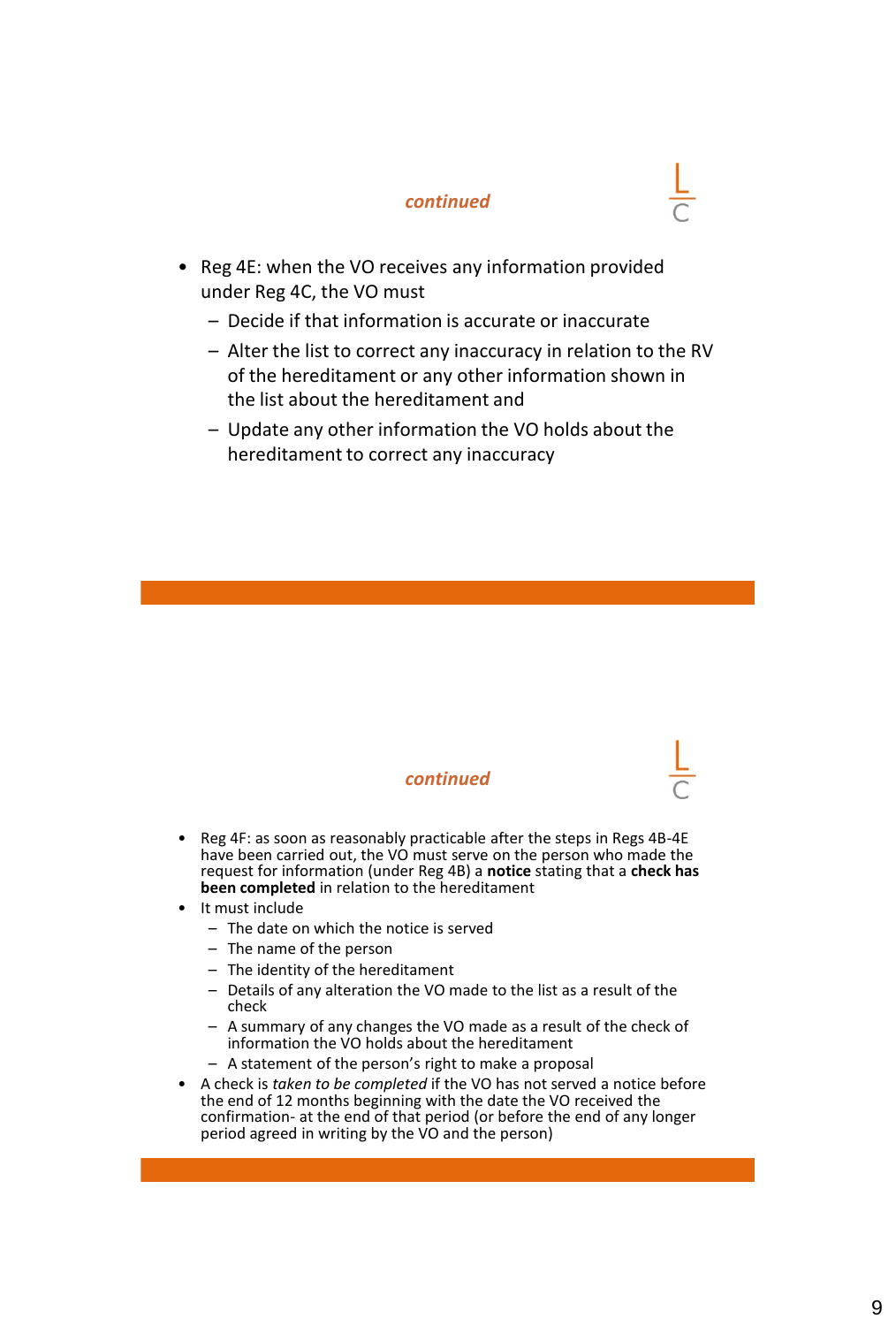## *continued*

- Reg 4E: when the VO receives any information provided under Reg 4C, the VO must
  - Decide if that information is accurate or inaccurate
  - Alter the list to correct any inaccuracy in relation to the RV of the hereditament or any other information shown in the list about the hereditament and
  - Update any other information the VO holds about the hereditament to correct any inaccuracy

## *continued*

- Reg 4F: as soon as reasonably practicable after the steps in Regs 4B-4E have been carried out, the VO must serve on the person who made the request for information (under Reg 4B) a **notice** stating that a **check has been completed** in relation to the hereditament
- It must include
  - The date on which the notice is served
  - The name of the person
  - The identity of the hereditament
  - Details of any alteration the VO made to the list as a result of the check
  - A summary of any changes the VO made as a result of the check of information the VO holds about the hereditament
  - A statement of the person's right to make a proposal
- A check is *taken to be completed* if the VO has not served a notice before the end of 12 months beginning with the date the VO received the confirmation- at the end of that period (or before the end of any longer period agreed in writing by the VO and the person)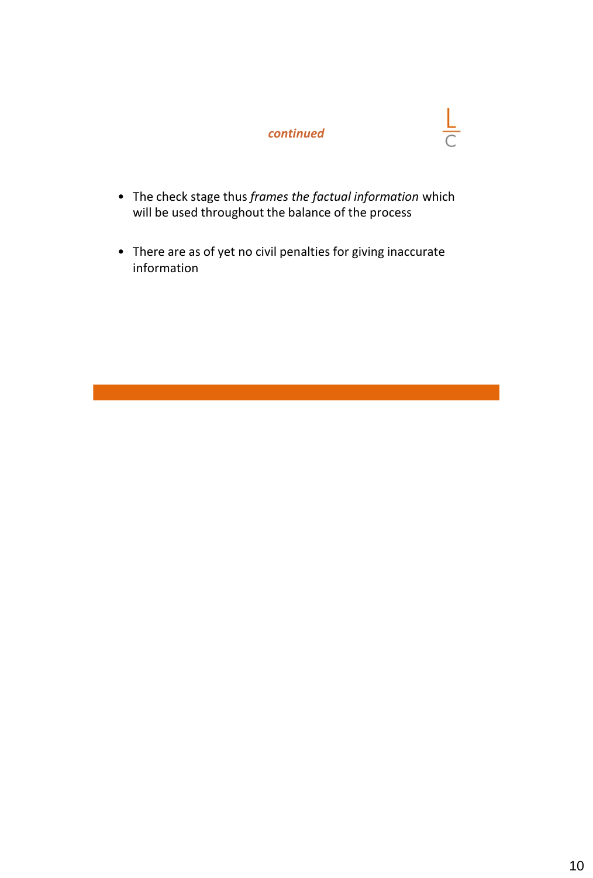*continued*

- The check stage thus *frames the factual information* which will be used throughout the balance of the process

- There are as of yet no civil penalties for giving inaccurate information